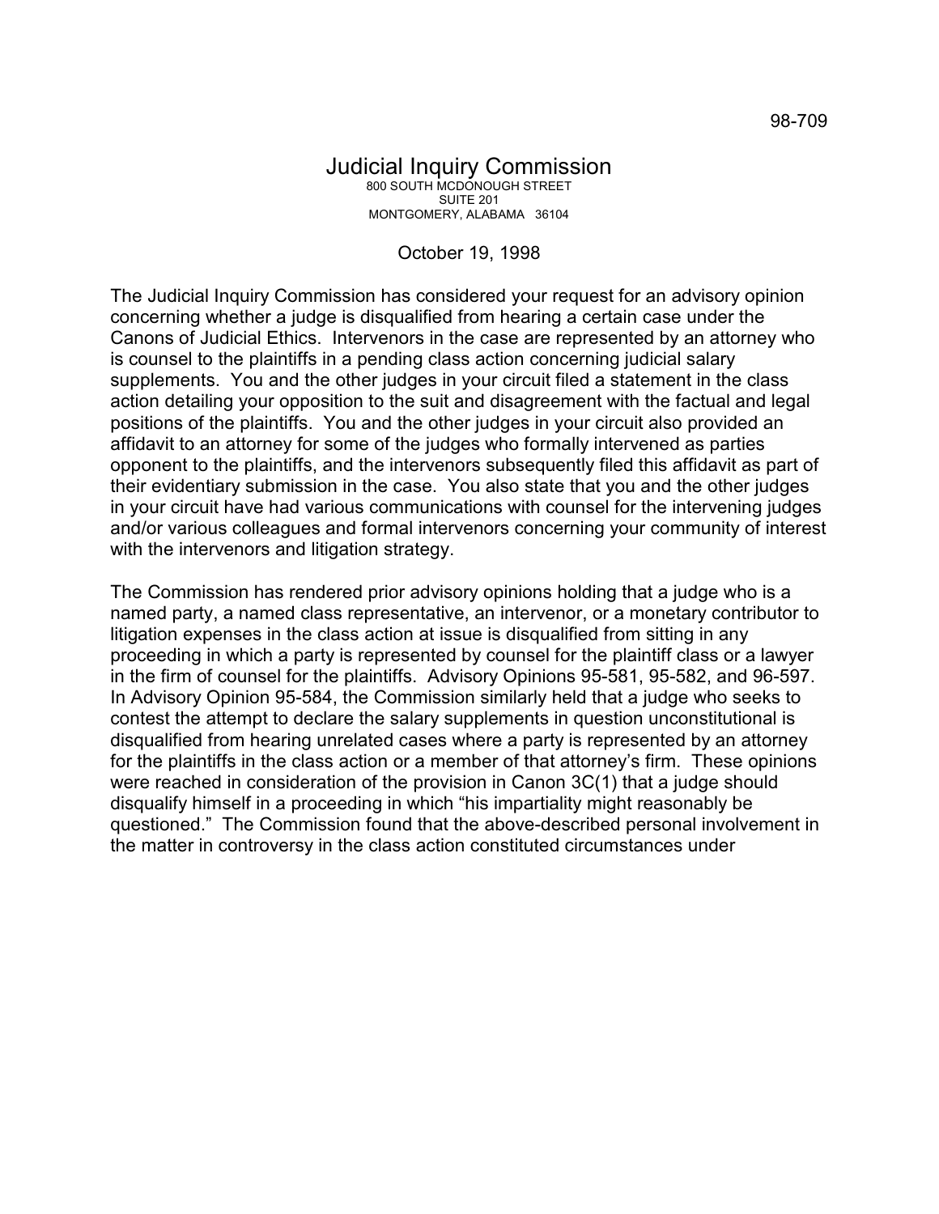98-709

# Judicial Inquiry Commission

800 SOUTH MCDONOUGH STREET
SUITE 201
MONTGOMERY, ALABAMA 36104

October 19, 1998

The Judicial Inquiry Commission has considered your request for an advisory opinion concerning whether a judge is disqualified from hearing a certain case under the Canons of Judicial Ethics. Intervenors in the case are represented by an attorney who is counsel to the plaintiffs in a pending class action concerning judicial salary supplements. You and the other judges in your circuit filed a statement in the class action detailing your opposition to the suit and disagreement with the factual and legal positions of the plaintiffs. You and the other judges in your circuit also provided an affidavit to an attorney for some of the judges who formally intervened as parties opponent to the plaintiffs, and the intervenors subsequently filed this affidavit as part of their evidentiary submission in the case. You also state that you and the other judges in your circuit have had various communications with counsel for the intervening judges and/or various colleagues and formal intervenors concerning your community of interest with the intervenors and litigation strategy.

The Commission has rendered prior advisory opinions holding that a judge who is a named party, a named class representative, an intervenor, or a monetary contributor to litigation expenses in the class action at issue is disqualified from sitting in any proceeding in which a party is represented by counsel for the plaintiff class or a lawyer in the firm of counsel for the plaintiffs. Advisory Opinions 95-581, 95-582, and 96-597. In Advisory Opinion 95-584, the Commission similarly held that a judge who seeks to contest the attempt to declare the salary supplements in question unconstitutional is disqualified from hearing unrelated cases where a party is represented by an attorney for the plaintiffs in the class action or a member of that attorney's firm. These opinions were reached in consideration of the provision in Canon 3C(1) that a judge should disqualify himself in a proceeding in which "his impartiality might reasonably be questioned." The Commission found that the above-described personal involvement in the matter in controversy in the class action constituted circumstances under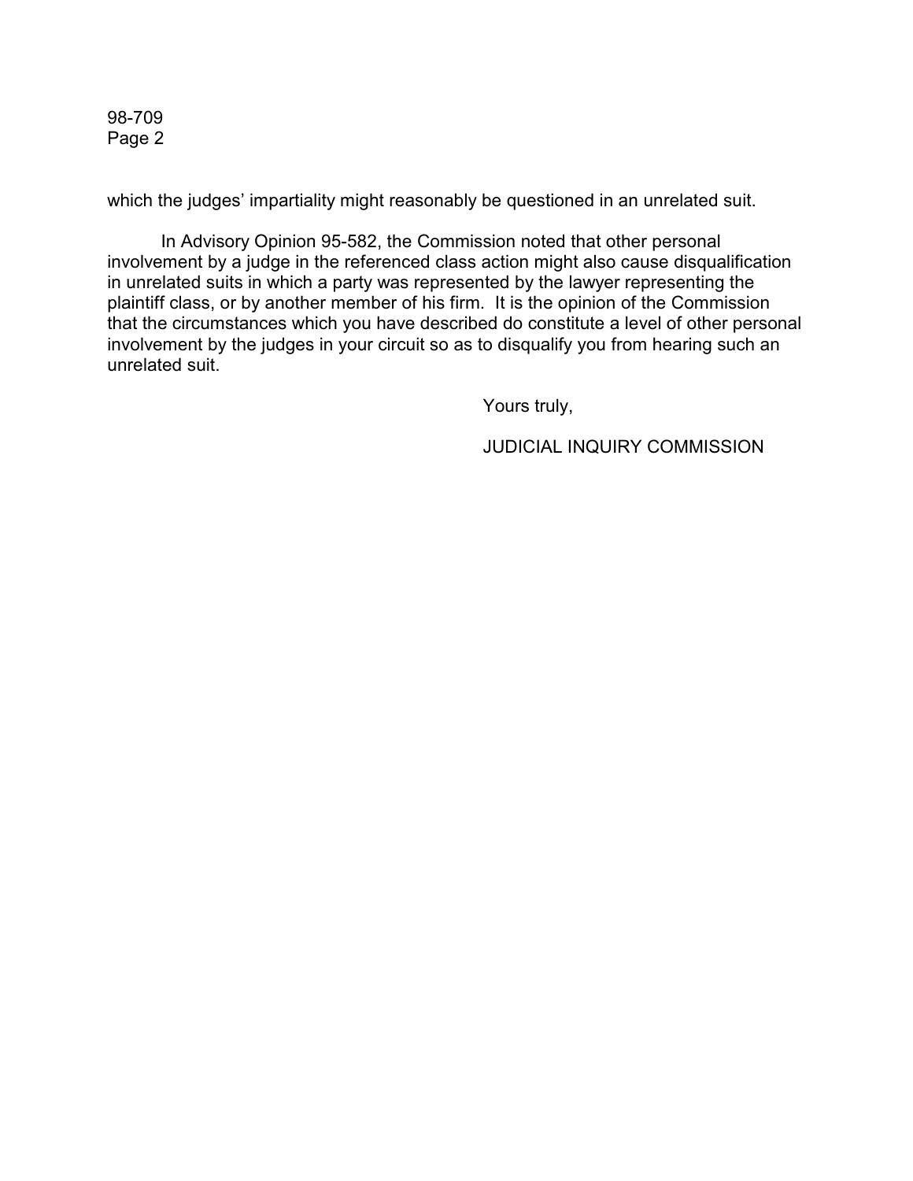which the judges' impartiality might reasonably be questioned in an unrelated suit.

In Advisory Opinion 95-582, the Commission noted that other personal involvement by a judge in the referenced class action might also cause disqualification in unrelated suits in which a party was represented by the lawyer representing the plaintiff class, or by another member of his firm. It is the opinion of the Commission that the circumstances which you have described do constitute a level of other personal involvement by the judges in your circuit so as to disqualify you from hearing such an unrelated suit.

Yours truly,

JUDICIAL INQUIRY COMMISSION